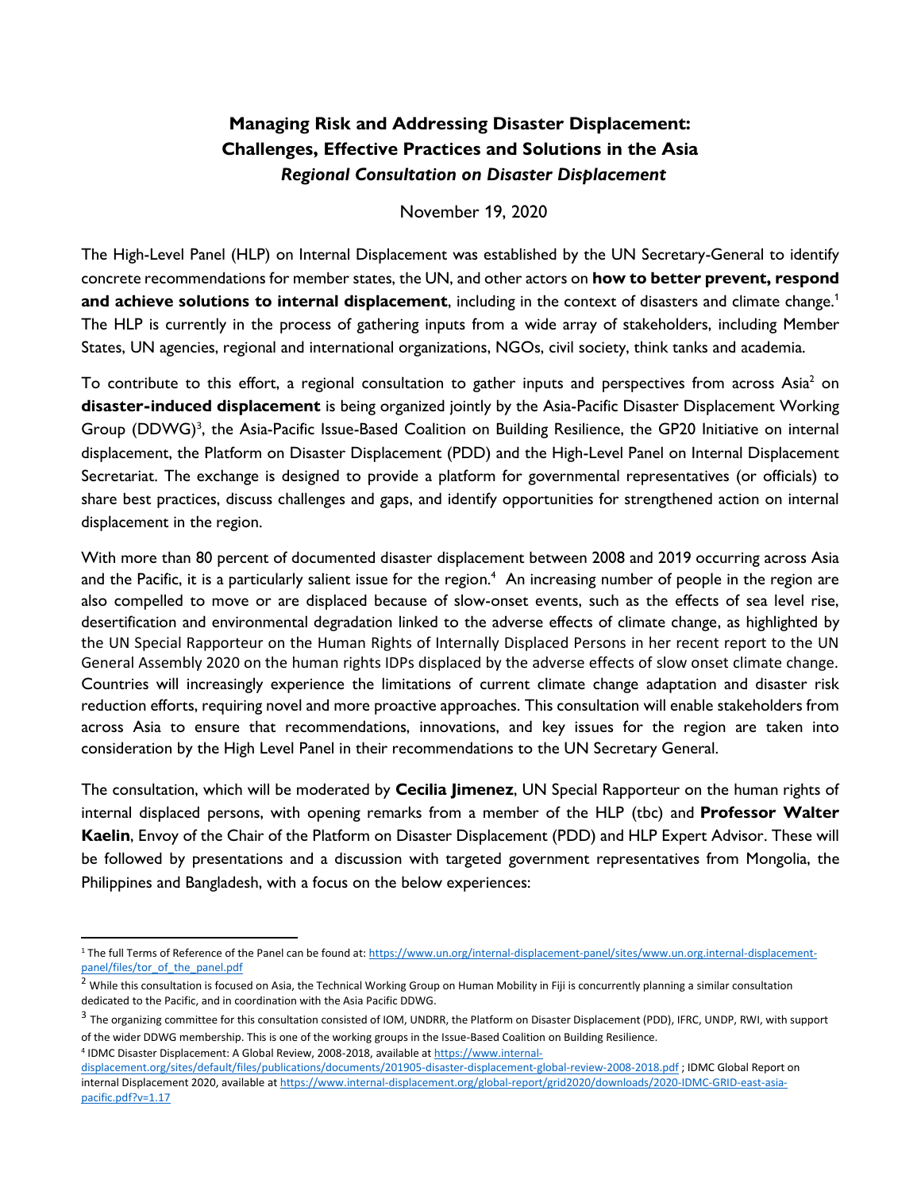# Managing Risk and Addressing Disaster Displacement: Challenges, Effective Practices and Solutions in the Asia

## *Regional Consultation on Disaster Displacement*

November 19, 2020

The High-Level Panel (HLP) on Internal Displacement was established by the UN Secretary-General to identify concrete recommendations for member states, the UN, and other actors on **how to better prevent, respond and achieve solutions to internal displacement**, including in the context of disasters and climate change.[1] The HLP is currently in the process of gathering inputs from a wide array of stakeholders, including Member States, UN agencies, regional and international organizations, NGOs, civil society, think tanks and academia.

To contribute to this effort, a regional consultation to gather inputs and perspectives from across Asia[2] on **disaster-induced displacement** is being organized jointly by the Asia-Pacific Disaster Displacement Working Group (DDWG)[3], the Asia-Pacific Issue-Based Coalition on Building Resilience, the GP20 Initiative on internal displacement, the Platform on Disaster Displacement (PDD) and the High-Level Panel on Internal Displacement Secretariat. The exchange is designed to provide a platform for governmental representatives (or officials) to share best practices, discuss challenges and gaps, and identify opportunities for strengthened action on internal displacement in the region.

With more than 80 percent of documented disaster displacement between 2008 and 2019 occurring across Asia and the Pacific, it is a particularly salient issue for the region.[4] An increasing number of people in the region are also compelled to move or are displaced because of slow-onset events, such as the effects of sea level rise, desertification and environmental degradation linked to the adverse effects of climate change, as highlighted by the UN Special Rapporteur on the Human Rights of Internally Displaced Persons in her recent report to the UN General Assembly 2020 on the human rights IDPs displaced by the adverse effects of slow onset climate change. Countries will increasingly experience the limitations of current climate change adaptation and disaster risk reduction efforts, requiring novel and more proactive approaches. This consultation will enable stakeholders from across Asia to ensure that recommendations, innovations, and key issues for the region are taken into consideration by the High Level Panel in their recommendations to the UN Secretary General.

The consultation, which will be moderated by **Cecilia Jimenez**, UN Special Rapporteur on the human rights of internal displaced persons, with opening remarks from a member of the HLP (tbc) and **Professor Walter Kaelin**, Envoy of the Chair of the Platform on Disaster Displacement (PDD) and HLP Expert Advisor. These will be followed by presentations and a discussion with targeted government representatives from Mongolia, the Philippines and Bangladesh, with a focus on the below experiences:

---

[1] The full Terms of Reference of the Panel can be found at: https://www.un.org/internal-displacement-panel/sites/www.un.org.internal-displacement-panel/files/tor_of_the_panel.pdf

[2] While this consultation is focused on Asia, the Technical Working Group on Human Mobility in Fiji is concurrently planning a similar consultation dedicated to the Pacific, and in coordination with the Asia Pacific DDWG.

[3] The organizing committee for this consultation consisted of IOM, UNDRR, the Platform on Disaster Displacement (PDD), IFRC, UNDP, RWI, with support of the wider DDWG membership. This is one of the working groups in the Issue-Based Coalition on Building Resilience.

[4] IDMC Disaster Displacement: A Global Review, 2008-2018, available at https://www.internal-displacement.org/sites/default/files/publications/documents/201905-disaster-displacement-global-review-2008-2018.pdf ; IDMC Global Report on internal Displacement 2020, available at https://www.internal-displacement.org/global-report/grid2020/downloads/2020-IDMC-GRID-east-asia-pacific.pdf?v=1.17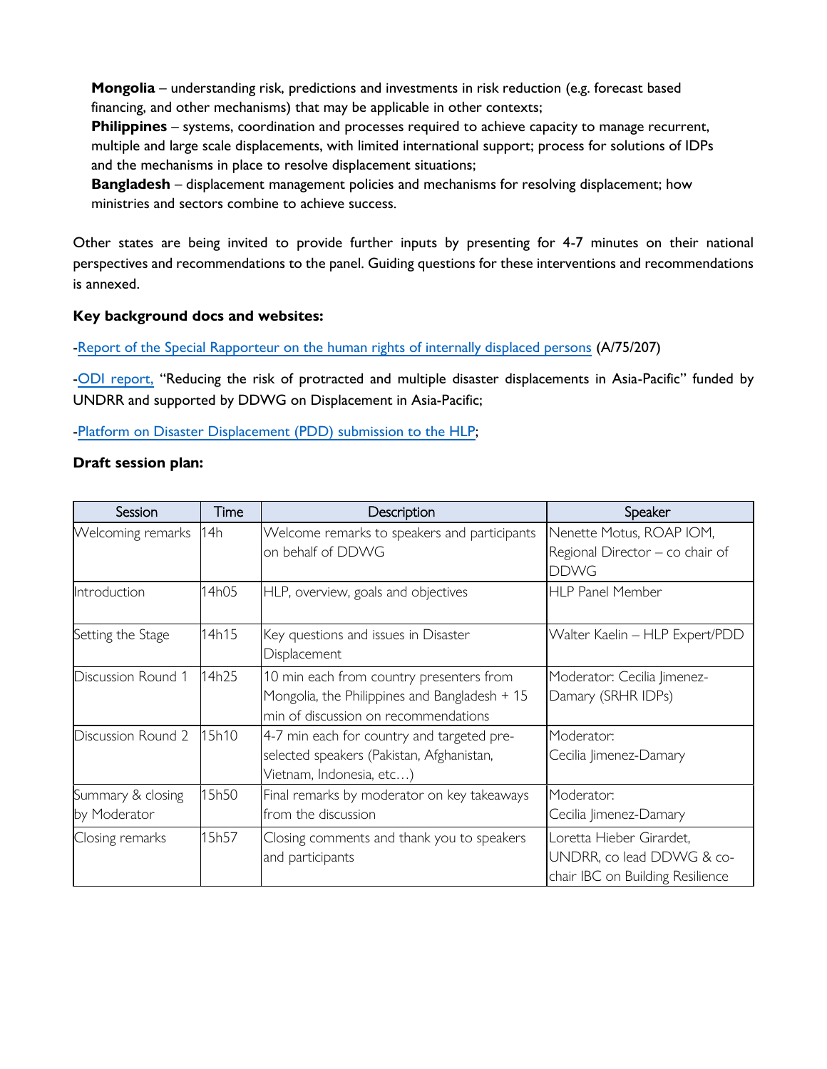**Mongolia** – understanding risk, predictions and investments in risk reduction (e.g. forecast based financing, and other mechanisms) that may be applicable in other contexts;
**Philippines** – systems, coordination and processes required to achieve capacity to manage recurrent, multiple and large scale displacements, with limited international support; process for solutions of IDPs and the mechanisms in place to resolve displacement situations;
**Bangladesh** – displacement management policies and mechanisms for resolving displacement; how ministries and sectors combine to achieve success.

Other states are being invited to provide further inputs by presenting for 4-7 minutes on their national perspectives and recommendations to the panel. Guiding questions for these interventions and recommendations is annexed.

**Key background docs and websites:**

-Report of the Special Rapporteur on the human rights of internally displaced persons (A/75/207)

-ODI report, "Reducing the risk of protracted and multiple disaster displacements in Asia-Pacific" funded by UNDRR and supported by DDWG on Displacement in Asia-Pacific;

-Platform on Disaster Displacement (PDD) submission to the HLP;

**Draft session plan:**

| Session | Time | Description | Speaker |
|---|---|---|---|
| Welcoming remarks | 14h | Welcome remarks to speakers and participants on behalf of DDWG | Nenette Motus, ROAP IOM, Regional Director – co chair of DDWG |
| Introduction | 14h05 | HLP, overview, goals and objectives | HLP Panel Member |
| Setting the Stage | 14h15 | Key questions and issues in Disaster Displacement | Walter Kaelin – HLP Expert/PDD |
| Discussion Round 1 | 14h25 | 10 min each from country presenters from Mongolia, the Philippines and Bangladesh + 15 min of discussion on recommendations | Moderator: Cecilia Jimenez-Damary (SRHR IDPs) |
| Discussion Round 2 | 15h10 | 4-7 min each for country and targeted pre-selected speakers (Pakistan, Afghanistan, Vietnam, Indonesia, etc…) | Moderator: Cecilia Jimenez-Damary |
| Summary & closing by Moderator | 15h50 | Final remarks by moderator on key takeaways from the discussion | Moderator: Cecilia Jimenez-Damary |
| Closing remarks | 15h57 | Closing comments and thank you to speakers and participants | Loretta Hieber Girardet, UNDRR, co lead DDWG & co-chair IBC on Building Resilience |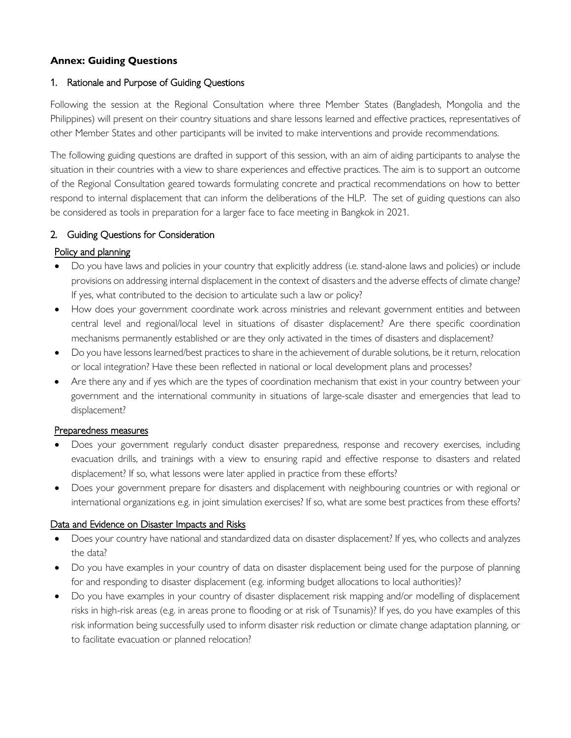## Annex: Guiding Questions

### 1. Rationale and Purpose of Guiding Questions

Following the session at the Regional Consultation where three Member States (Bangladesh, Mongolia and the Philippines) will present on their country situations and share lessons learned and effective practices, representatives of other Member States and other participants will be invited to make interventions and provide recommendations.

The following guiding questions are drafted in support of this session, with an aim of aiding participants to analyse the situation in their countries with a view to share experiences and effective practices. The aim is to support an outcome of the Regional Consultation geared towards formulating concrete and practical recommendations on how to better respond to internal displacement that can inform the deliberations of the HLP. The set of guiding questions can also be considered as tools in preparation for a larger face to face meeting in Bangkok in 2021.

### 2. Guiding Questions for Consideration

#### Policy and planning

- Do you have laws and policies in your country that explicitly address (i.e. stand-alone laws and policies) or include provisions on addressing internal displacement in the context of disasters and the adverse effects of climate change? If yes, what contributed to the decision to articulate such a law or policy?
- How does your government coordinate work across ministries and relevant government entities and between central level and regional/local level in situations of disaster displacement? Are there specific coordination mechanisms permanently established or are they only activated in the times of disasters and displacement?
- Do you have lessons learned/best practices to share in the achievement of durable solutions, be it return, relocation or local integration? Have these been reflected in national or local development plans and processes?
- Are there any and if yes which are the types of coordination mechanism that exist in your country between your government and the international community in situations of large-scale disaster and emergencies that lead to displacement?

#### Preparedness measures

- Does your government regularly conduct disaster preparedness, response and recovery exercises, including evacuation drills, and trainings with a view to ensuring rapid and effective response to disasters and related displacement? If so, what lessons were later applied in practice from these efforts?
- Does your government prepare for disasters and displacement with neighbouring countries or with regional or international organizations e.g. in joint simulation exercises? If so, what are some best practices from these efforts?

#### Data and Evidence on Disaster Impacts and Risks

- Does your country have national and standardized data on disaster displacement? If yes, who collects and analyzes the data?
- Do you have examples in your country of data on disaster displacement being used for the purpose of planning for and responding to disaster displacement (e.g. informing budget allocations to local authorities)?
- Do you have examples in your country of disaster displacement risk mapping and/or modelling of displacement risks in high-risk areas (e.g. in areas prone to flooding or at risk of Tsunamis)? If yes, do you have examples of this risk information being successfully used to inform disaster risk reduction or climate change adaptation planning, or to facilitate evacuation or planned relocation?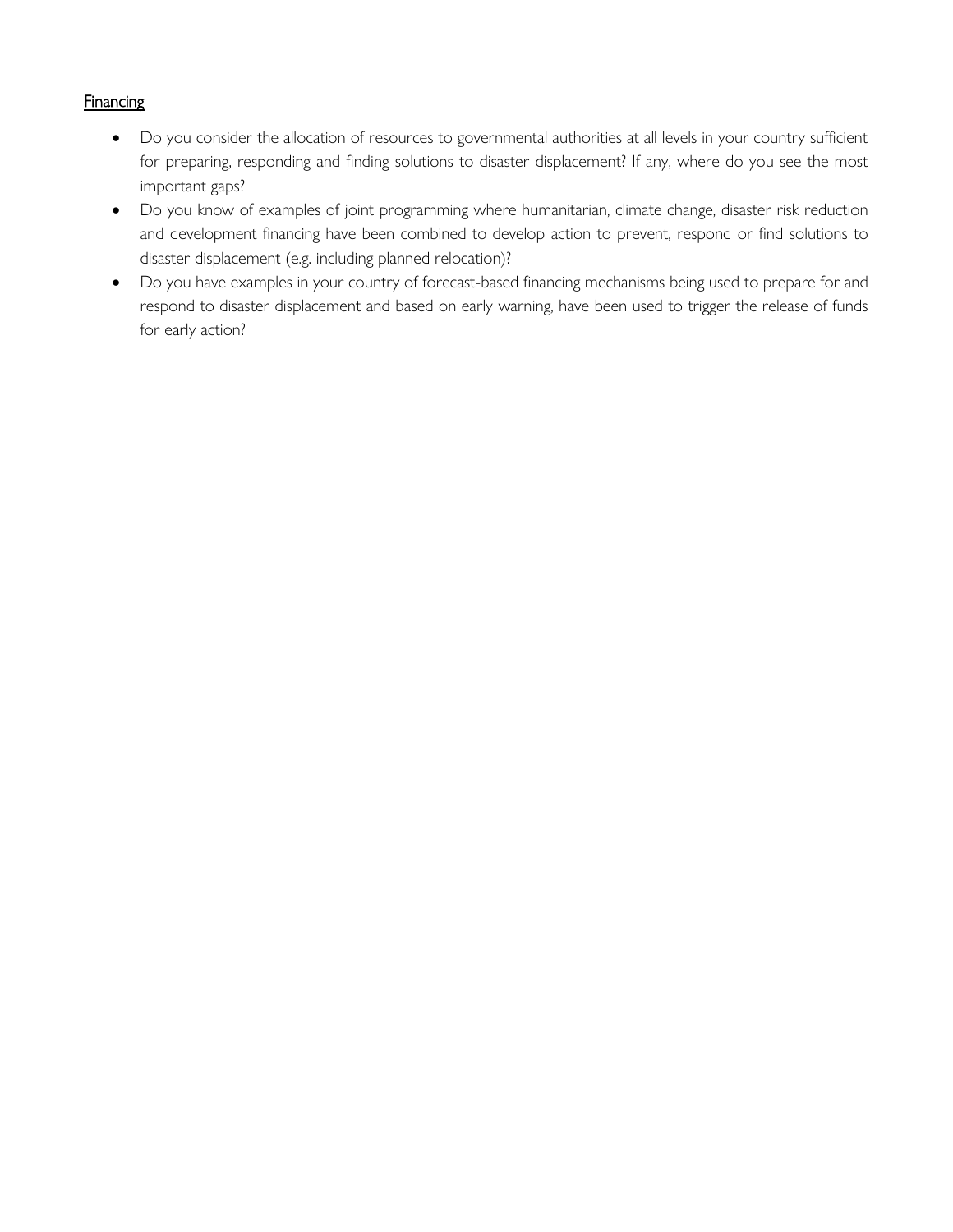<u>Financing</u>

- Do you consider the allocation of resources to governmental authorities at all levels in your country sufficient for preparing, responding and finding solutions to disaster displacement? If any, where do you see the most important gaps?
- Do you know of examples of joint programming where humanitarian, climate change, disaster risk reduction and development financing have been combined to develop action to prevent, respond or find solutions to disaster displacement (e.g. including planned relocation)?
- Do you have examples in your country of forecast-based financing mechanisms being used to prepare for and respond to disaster displacement and based on early warning, have been used to trigger the release of funds for early action?